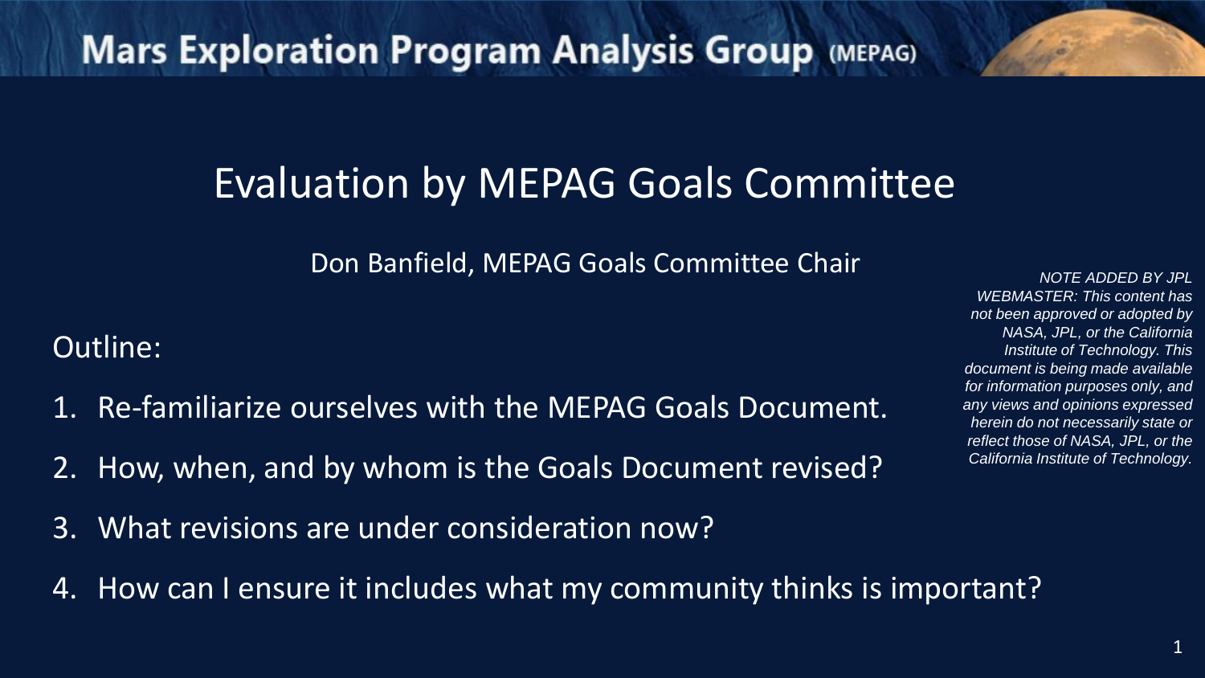# Mars Exploration Program Analysis Group (MEPAG)

## Evaluation by MEPAG Goals Committee

Don Banfield, MEPAG Goals Committee Chair

*NOTE ADDED BY JPL WEBMASTER: This content has not been approved or adopted by NASA, JPL, or the California Institute of Technology. This document is being made available for information purposes only, and any views and opinions expressed herein do not necessarily state or reflect those of NASA, JPL, or the California Institute of Technology.*

Outline:

1. Re-familiarize ourselves with the MEPAG Goals Document.
2. How, when, and by whom is the Goals Document revised?
3. What revisions are under consideration now?
4. How can I ensure it includes what my community thinks is important?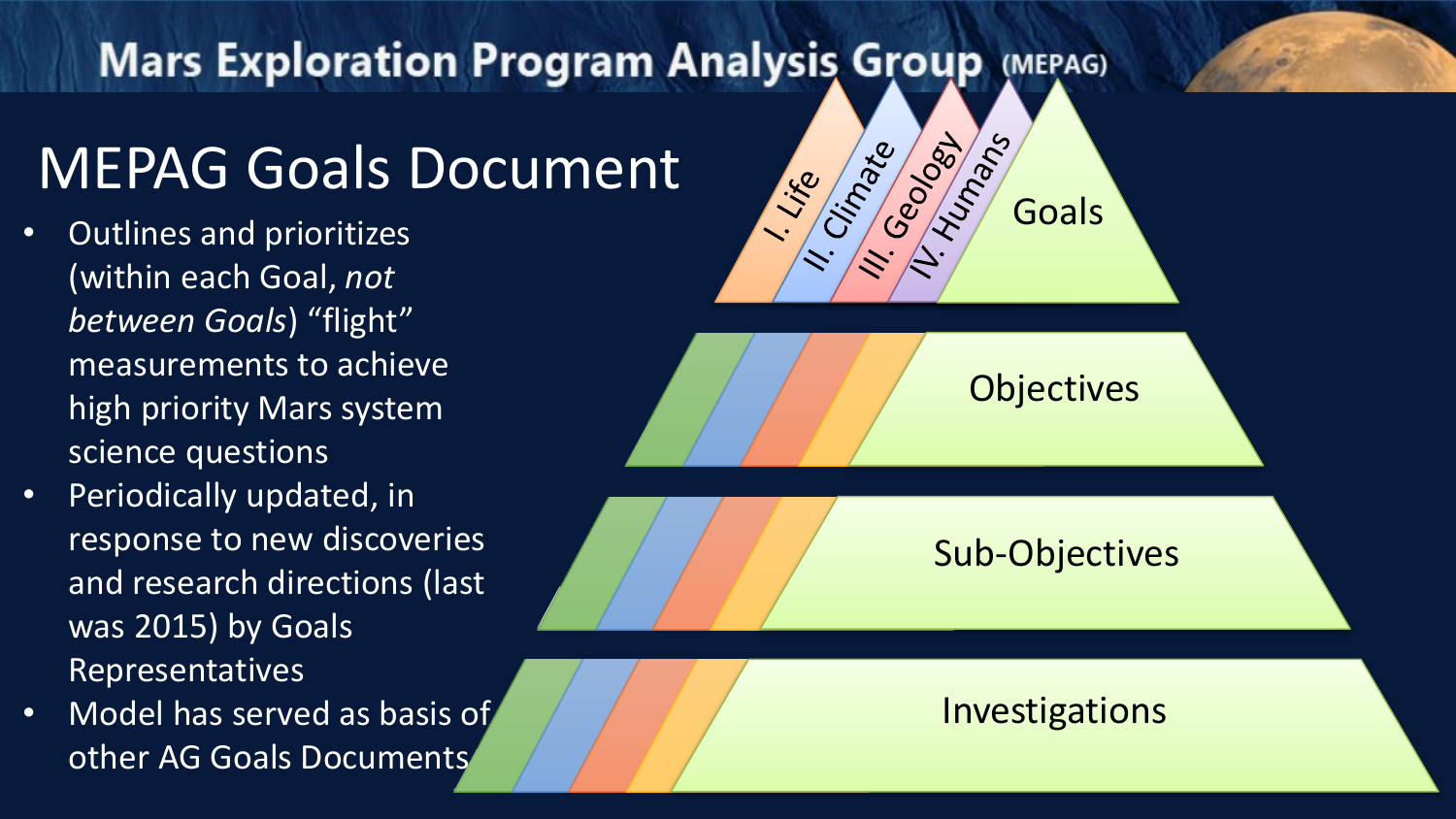# MEPAG Goals Document

- Outlines and prioritizes (within each Goal, *not between Goals*) "flight" measurements to achieve high priority Mars system science questions
- Periodically updated, in response to new discoveries and research directions (last was 2015) by Goals Representatives
- Model has served as basis of other AG Goals Documents

I. Life

II. Climate

III. Geology

IV. Humans

Goals

Objectives

Sub-Objectives

Investigations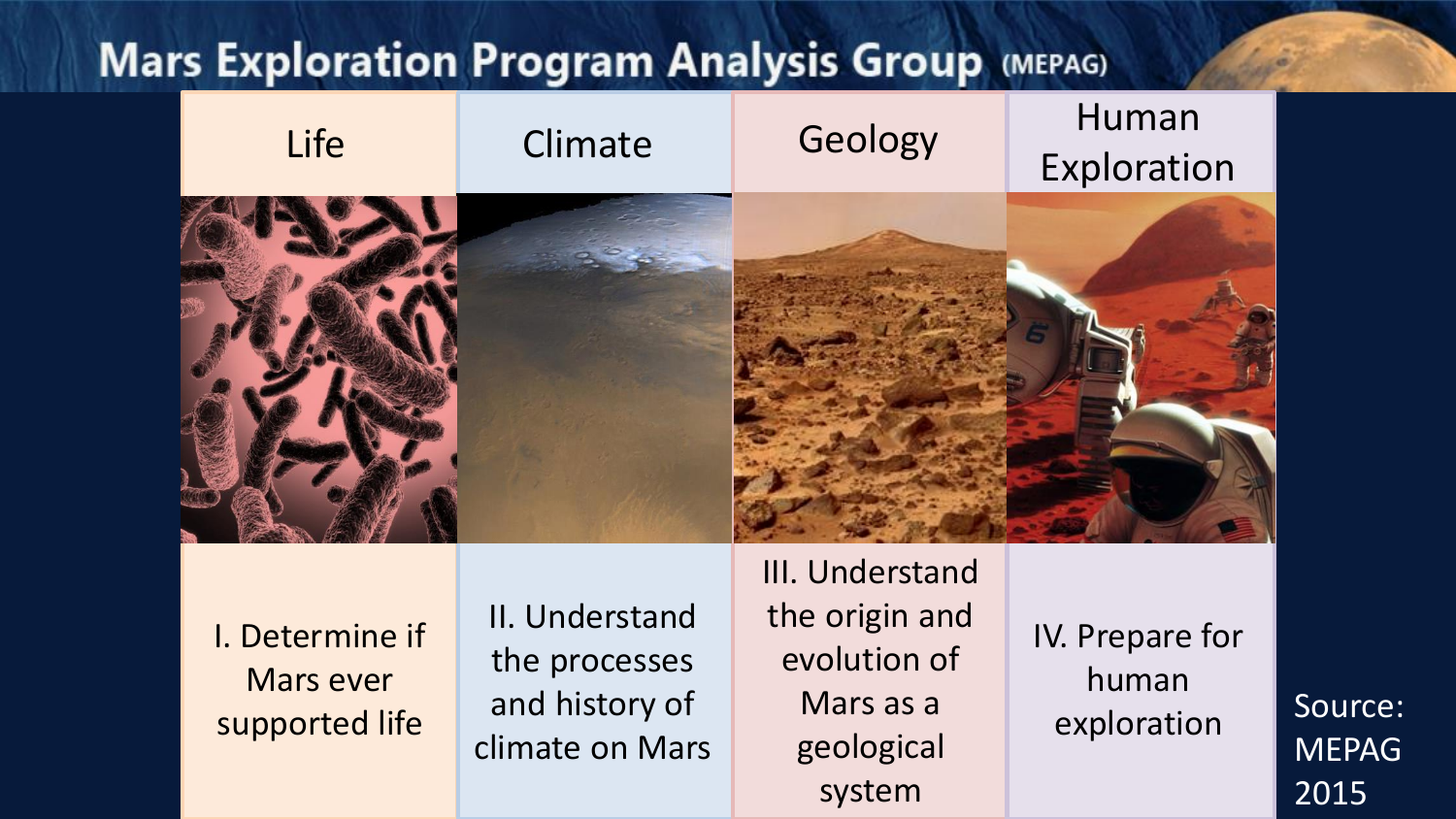# Mars Exploration Program Analysis Group (MEPAG)

| Life | Climate | Geology | Human Exploration |
|---|---|---|---|
| I. Determine if Mars ever supported life | II. Understand the processes and history of climate on Mars | III. Understand the origin and evolution of Mars as a geological system | IV. Prepare for human exploration |

Source: MEPAG 2015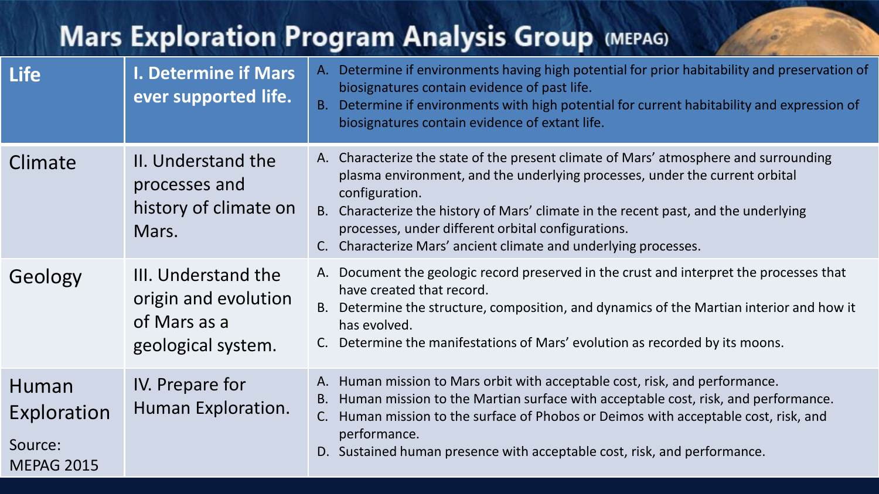# Mars Exploration Program Analysis Group (MEPAG)

| Theme | Goal | Objectives |
|---|---|---|
| **Life** | **I. Determine if Mars ever supported life.** | A. Determine if environments having high potential for prior habitability and preservation of biosignatures contain evidence of past life.<br>B. Determine if environments with high potential for current habitability and expression of biosignatures contain evidence of extant life. |
| Climate | II. Understand the processes and history of climate on Mars. | A. Characterize the state of the present climate of Mars' atmosphere and surrounding plasma environment, and the underlying processes, under the current orbital configuration.<br>B. Characterize the history of Mars' climate in the recent past, and the underlying processes, under different orbital configurations.<br>C. Characterize Mars' ancient climate and underlying processes. |
| Geology | III. Understand the origin and evolution of Mars as a geological system. | A. Document the geologic record preserved in the crust and interpret the processes that have created that record.<br>B. Determine the structure, composition, and dynamics of the Martian interior and how it has evolved.<br>C. Determine the manifestations of Mars' evolution as recorded by its moons. |
| Human Exploration<br><br>Source: MEPAG 2015 | IV. Prepare for Human Exploration. | A. Human mission to Mars orbit with acceptable cost, risk, and performance.<br>B. Human mission to the Martian surface with acceptable cost, risk, and performance.<br>C. Human mission to the surface of Phobos or Deimos with acceptable cost, risk, and performance.<br>D. Sustained human presence with acceptable cost, risk, and performance. |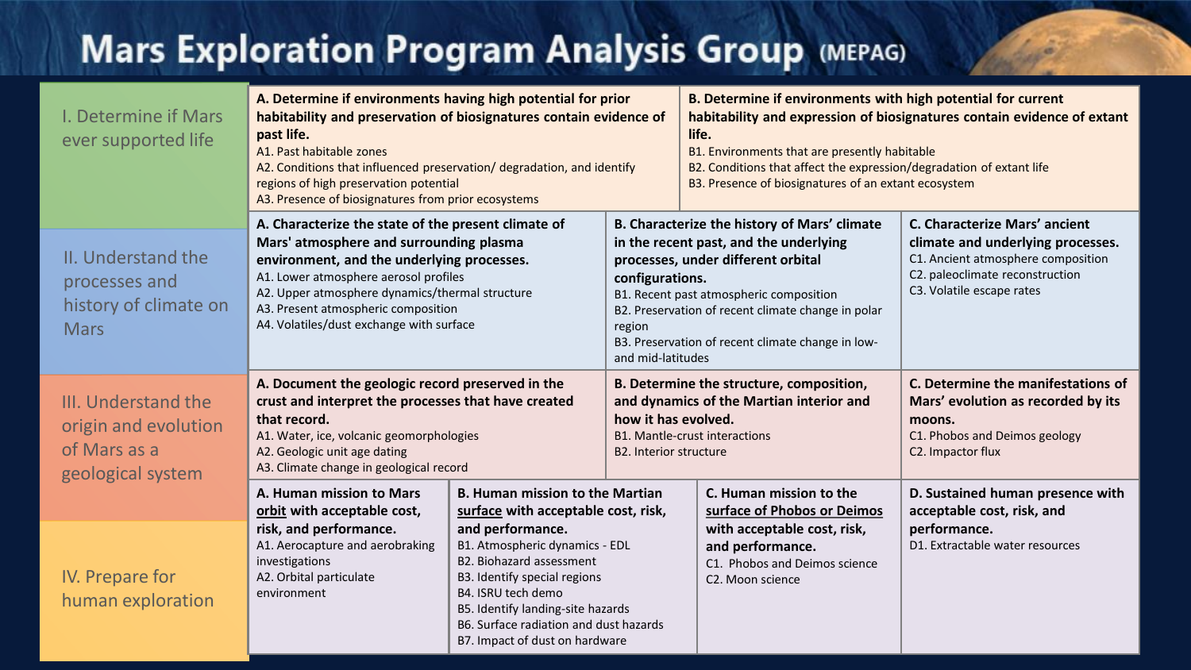# Mars Exploration Program Analysis Group (MEPAG)

| Goal | Objectives | | | |
|---|---|---|---|---|
| I. Determine if Mars ever supported life | **A. Determine if environments having high potential for prior habitability and preservation of biosignatures contain evidence of past life.**<br>A1. Past habitable zones<br>A2. Conditions that influenced preservation/ degradation, and identify regions of high preservation potential<br>A3. Presence of biosignatures from prior ecosystems | **B. Determine if environments with high potential for current habitability and expression of biosignatures contain evidence of extant life.**<br>B1. Environments that are presently habitable<br>B2. Conditions that affect the expression/degradation of extant life<br>B3. Presence of biosignatures of an extant ecosystem | | |
| II. Understand the processes and history of climate on Mars | **A. Characterize the state of the present climate of Mars' atmosphere and surrounding plasma environment, and the underlying processes.**<br>A1. Lower atmosphere aerosol profiles<br>A2. Upper atmosphere dynamics/thermal structure<br>A3. Present atmospheric composition<br>A4. Volatiles/dust exchange with surface | **B. Characterize the history of Mars' climate in the recent past, and the underlying processes, under different orbital configurations.**<br>B1. Recent past atmospheric composition<br>B2. Preservation of recent climate change in polar region<br>B3. Preservation of recent climate change in low- and mid-latitudes | **C. Characterize Mars' ancient climate and underlying processes.**<br>C1. Ancient atmosphere composition<br>C2. paleoclimate reconstruction<br>C3. Volatile escape rates | |
| III. Understand the origin and evolution of Mars as a geological system | **A. Document the geologic record preserved in the crust and interpret the processes that have created that record.**<br>A1. Water, ice, volcanic geomorphologies<br>A2. Geologic unit age dating<br>A3. Climate change in geological record | **B. Determine the structure, composition, and dynamics of the Martian interior and how it has evolved.**<br>B1. Mantle-crust interactions<br>B2. Interior structure | **C. Determine the manifestations of Mars' evolution as recorded by its moons.**<br>C1. Phobos and Deimos geology<br>C2. Impactor flux | |
| IV. Prepare for human exploration | **A. Human mission to Mars orbit with acceptable cost, risk, and performance.**<br>A1. Aerocapture and aerobraking investigations<br>A2. Orbital particulate environment | **B. Human mission to the Martian surface with acceptable cost, risk, and performance.**<br>B1. Atmospheric dynamics - EDL<br>B2. Biohazard assessment<br>B3. Identify special regions<br>B4. ISRU tech demo<br>B5. Identify landing-site hazards<br>B6. Surface radiation and dust hazards<br>B7. Impact of dust on hardware | **C. Human mission to the surface of Phobos or Deimos with acceptable cost, risk, and performance.**<br>C1. Phobos and Deimos science<br>C2. Moon science | **D. Sustained human presence with acceptable cost, risk, and performance.**<br>D1. Extractable water resources |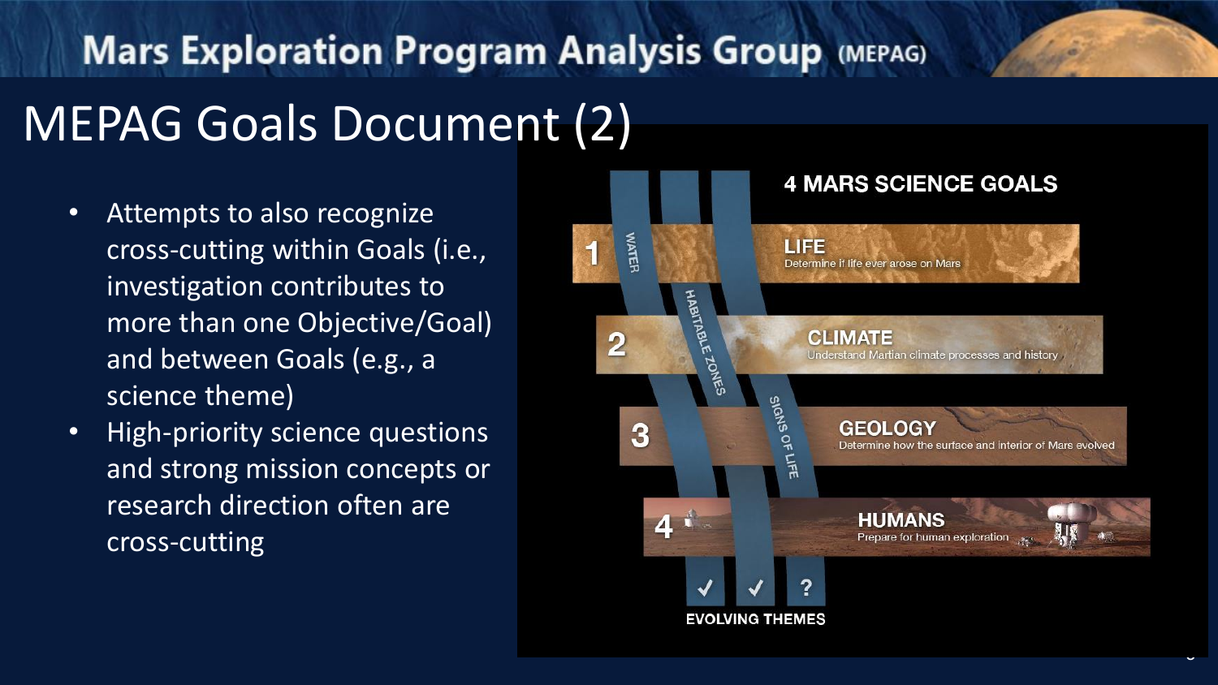# MEPAG Goals Document (2)

- Attempts to also recognize cross-cutting within Goals (i.e., investigation contributes to more than one Objective/Goal) and between Goals (e.g., a science theme)
- High-priority science questions and strong mission concepts or research direction often are cross-cutting

**4 MARS SCIENCE GOALS**

1. **LIFE** — Determine if life ever arose on Mars
2. **CLIMATE** — Understand Martian climate processes and history
3. **GEOLOGY** — Determine how the surface and interior of Mars evolved
4. **HUMANS** — Prepare for human exploration

WATER ✓ · HABITABLE ZONES ✓ · SIGNS OF LIFE ?

EVOLVING THEMES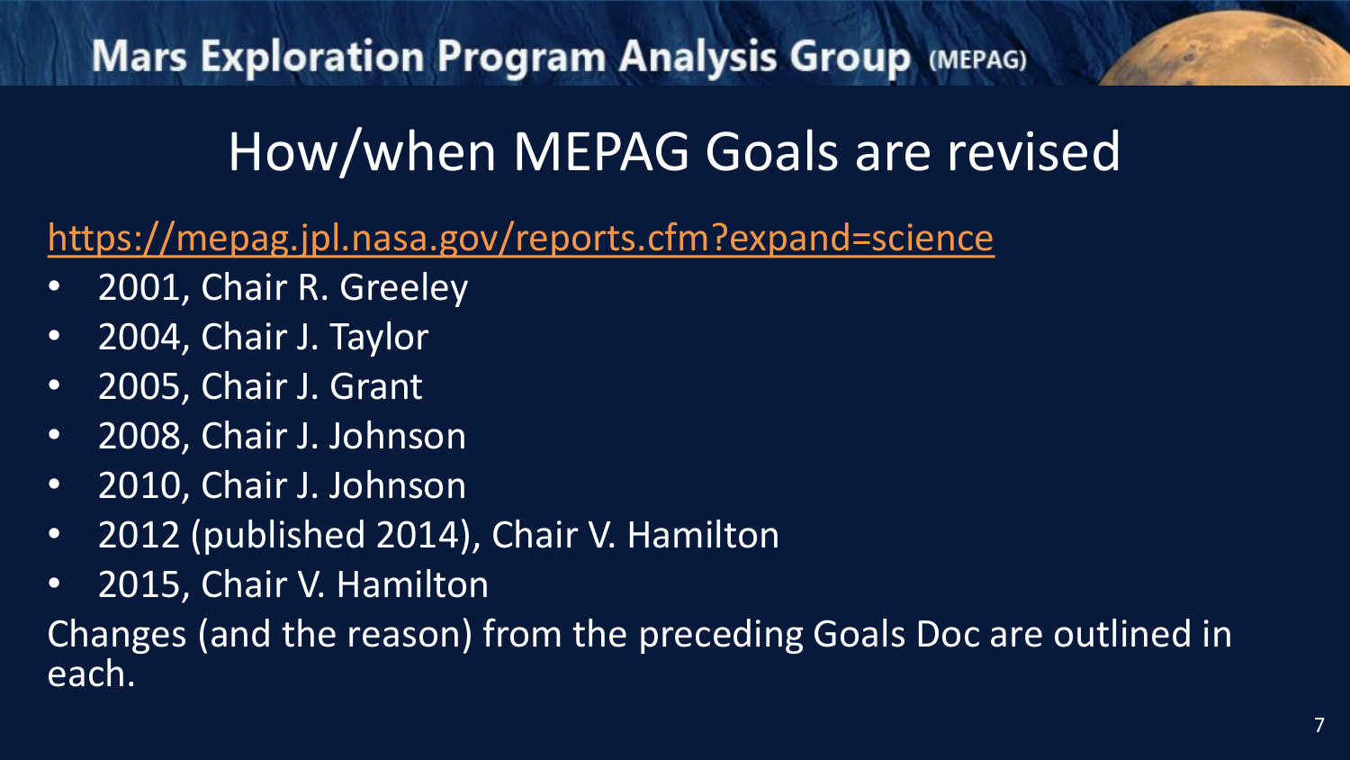# How/when MEPAG Goals are revised

https://mepag.jpl.nasa.gov/reports.cfm?expand=science

- 2001, Chair R. Greeley
- 2004, Chair J. Taylor
- 2005, Chair J. Grant
- 2008, Chair J. Johnson
- 2010, Chair J. Johnson
- 2012 (published 2014), Chair V. Hamilton
- 2015, Chair V. Hamilton

Changes (and the reason) from the preceding Goals Doc are outlined in each.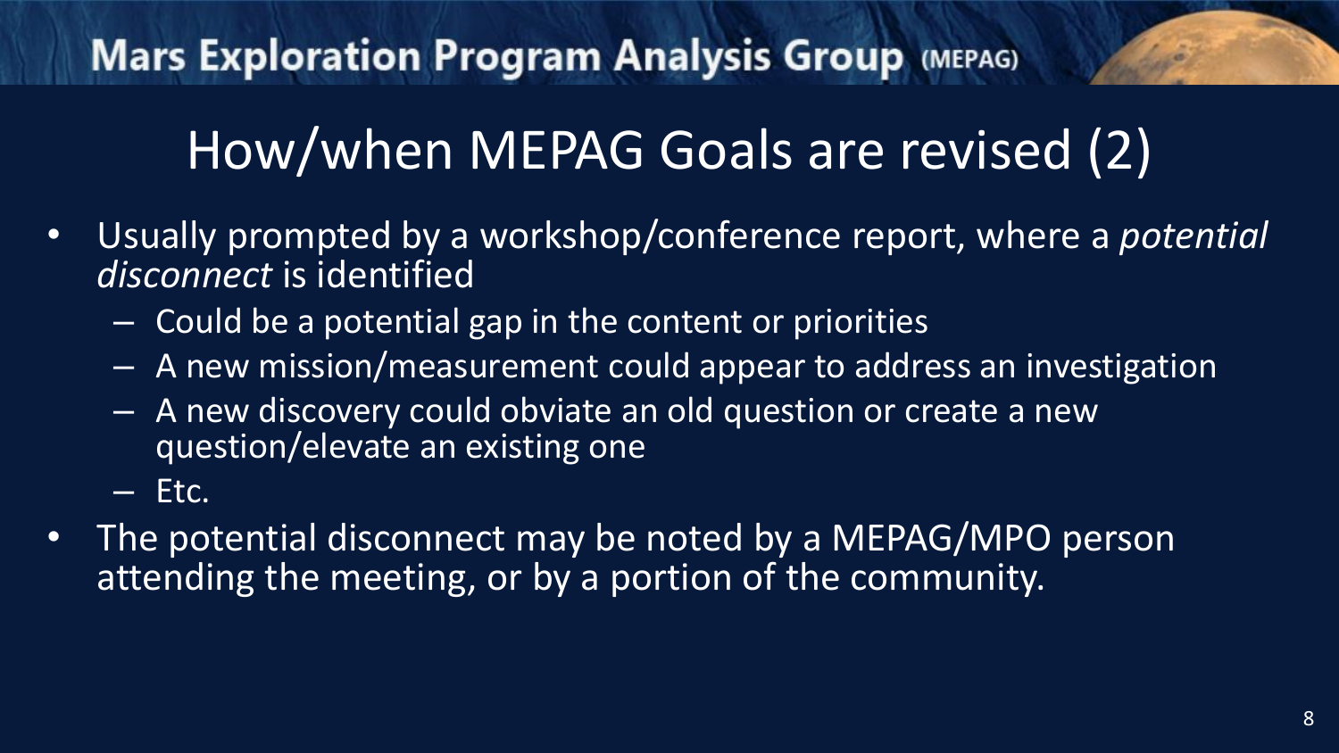# How/when MEPAG Goals are revised (2)

- Usually prompted by a workshop/conference report, where a *potential disconnect* is identified
  - Could be a potential gap in the content or priorities
  - A new mission/measurement could appear to address an investigation
  - A new discovery could obviate an old question or create a new question/elevate an existing one
  - Etc.
- The potential disconnect may be noted by a MEPAG/MPO person attending the meeting, or by a portion of the community.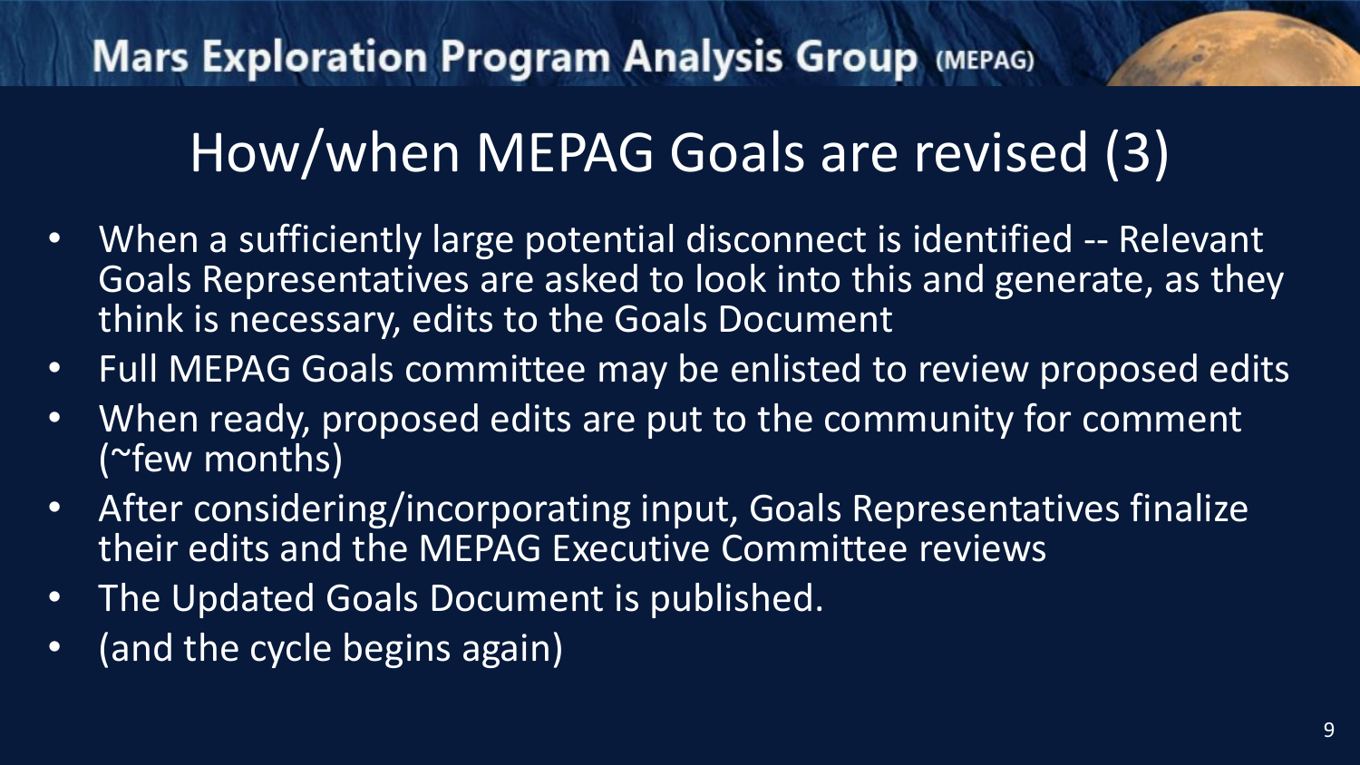# How/when MEPAG Goals are revised (3)

- When a sufficiently large potential disconnect is identified -- Relevant Goals Representatives are asked to look into this and generate, as they think is necessary, edits to the Goals Document
- Full MEPAG Goals committee may be enlisted to review proposed edits
- When ready, proposed edits are put to the community for comment (~few months)
- After considering/incorporating input, Goals Representatives finalize their edits and the MEPAG Executive Committee reviews
- The Updated Goals Document is published.
- (and the cycle begins again)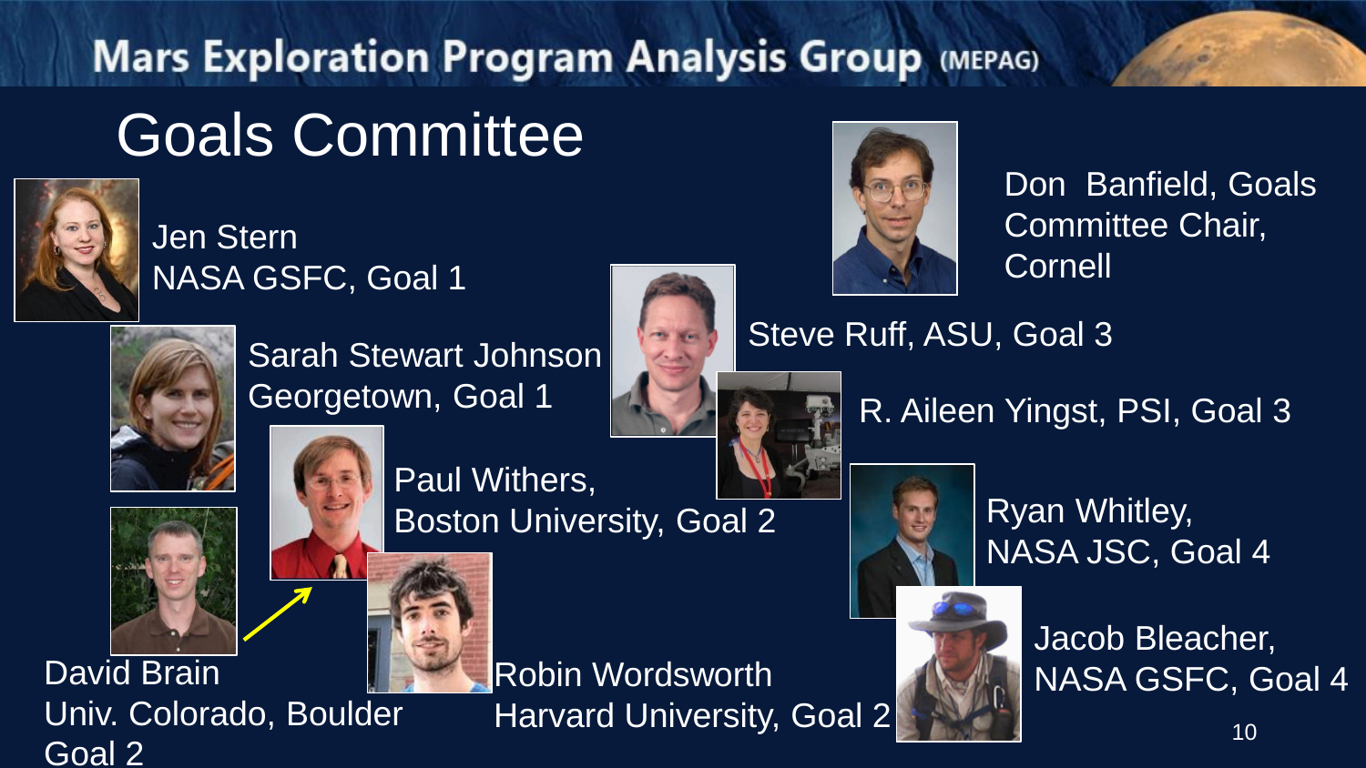Mars Exploration Program Analysis Group (MEPAG)

# Goals Committee

Don Banfield, Goals Committee Chair, Cornell

Jen Stern
NASA GSFC, Goal 1

Sarah Stewart Johnson
Georgetown, Goal 1

Paul Withers,
Boston University, Goal 2

David Brain
Univ. Colorado, Boulder
Goal 2

Robin Wordsworth
Harvard University, Goal 2

Steve Ruff, ASU, Goal 3

R. Aileen Yingst, PSI, Goal 3

Ryan Whitley,
NASA JSC, Goal 4

Jacob Bleacher,
NASA GSFC, Goal 4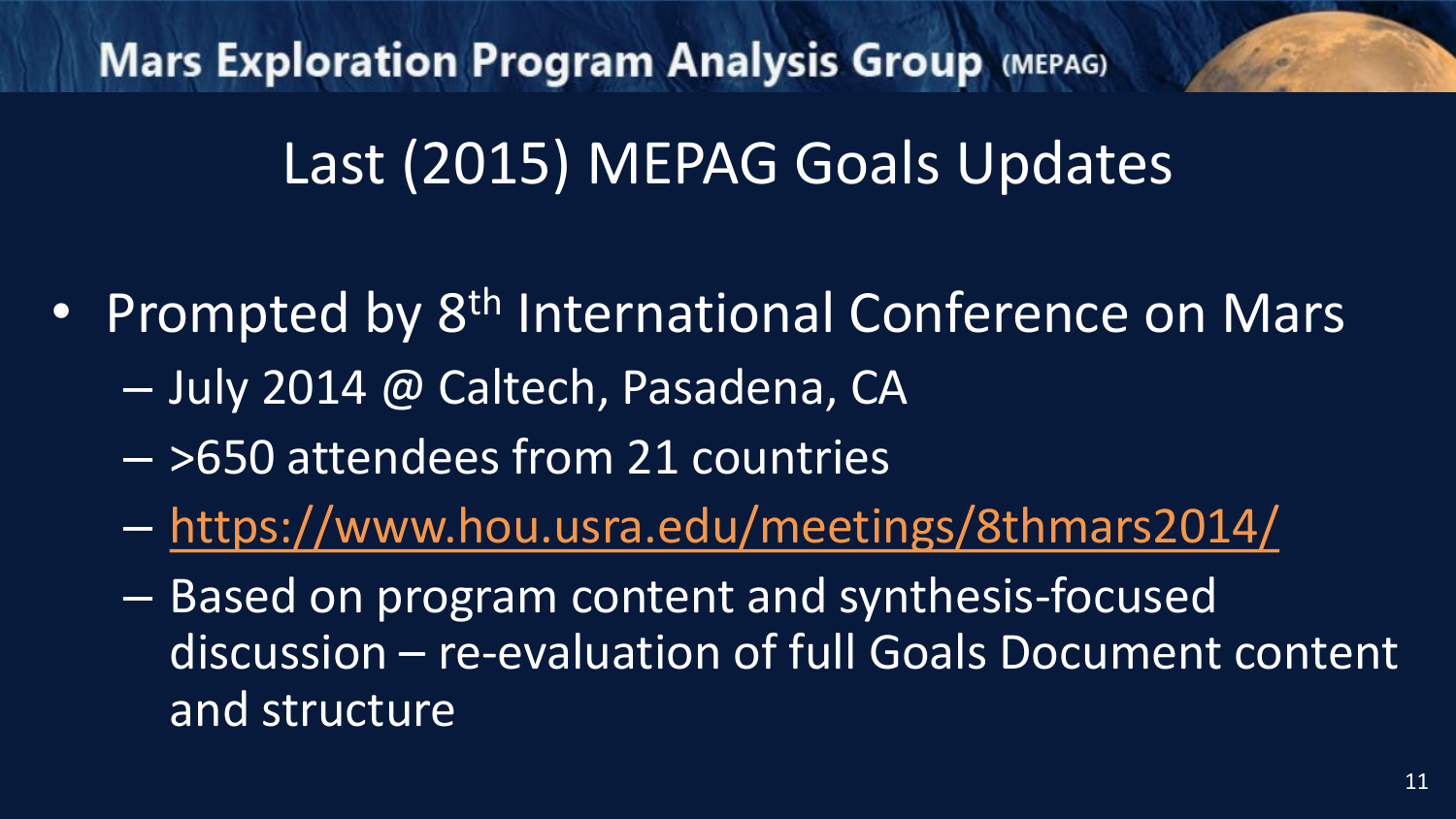# Last (2015) MEPAG Goals Updates

- Prompted by 8th International Conference on Mars
  - July 2014 @ Caltech, Pasadena, CA
  - >650 attendees from 21 countries
  - https://www.hou.usra.edu/meetings/8thmars2014/
  - Based on program content and synthesis-focused discussion – re-evaluation of full Goals Document content and structure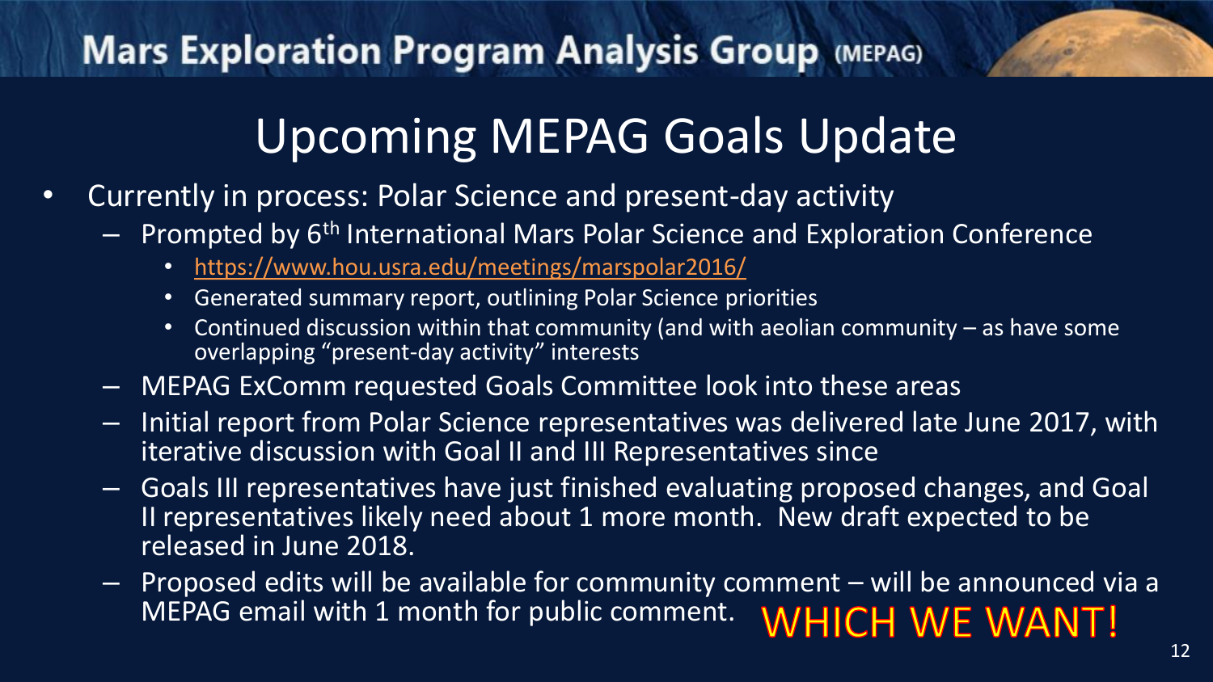# Upcoming MEPAG Goals Update

- Currently in process: Polar Science and present-day activity
  - Prompted by 6th International Mars Polar Science and Exploration Conference
    - https://www.hou.usra.edu/meetings/marspolar2016/
    - Generated summary report, outlining Polar Science priorities
    - Continued discussion within that community (and with aeolian community – as have some overlapping "present-day activity" interests
  - MEPAG ExComm requested Goals Committee look into these areas
  - Initial report from Polar Science representatives was delivered late June 2017, with iterative discussion with Goal II and III Representatives since
  - Goals III representatives have just finished evaluating proposed changes, and Goal II representatives likely need about 1 more month. New draft expected to be released in June 2018.
  - Proposed edits will be available for community comment – will be announced via a MEPAG email with 1 month for public comment. WHICH WE WANT!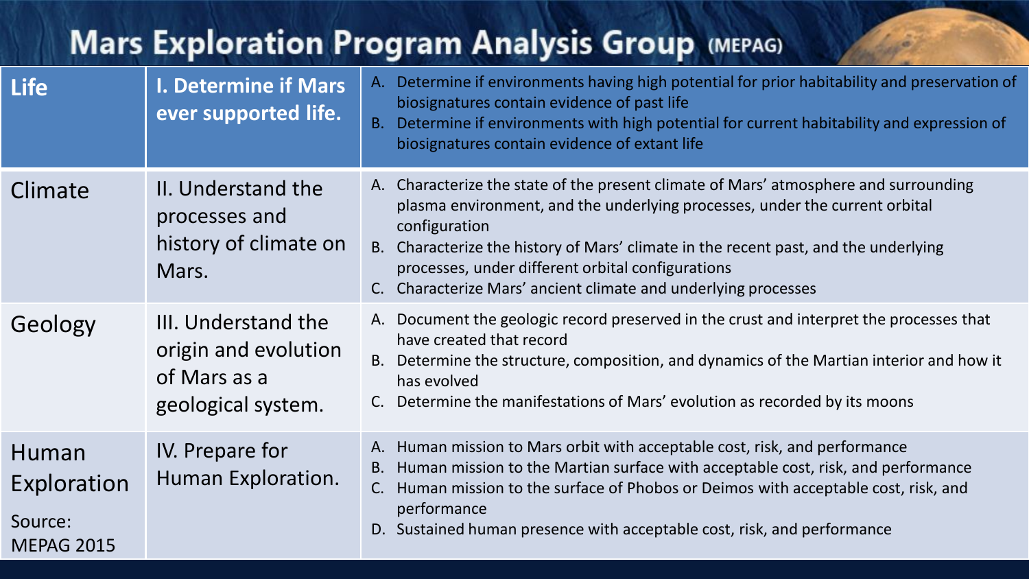# Mars Exploration Program Analysis Group (MEPAG)

| | | |
|---|---|---|
| **Life** | **I. Determine if Mars ever supported life.** | A. Determine if environments having high potential for prior habitability and preservation of biosignatures contain evidence of past life<br>B. Determine if environments with high potential for current habitability and expression of biosignatures contain evidence of extant life |
| Climate | II. Understand the processes and history of climate on Mars. | A. Characterize the state of the present climate of Mars' atmosphere and surrounding plasma environment, and the underlying processes, under the current orbital configuration<br>B. Characterize the history of Mars' climate in the recent past, and the underlying processes, under different orbital configurations<br>C. Characterize Mars' ancient climate and underlying processes |
| Geology | III. Understand the origin and evolution of Mars as a geological system. | A. Document the geologic record preserved in the crust and interpret the processes that have created that record<br>B. Determine the structure, composition, and dynamics of the Martian interior and how it has evolved<br>C. Determine the manifestations of Mars' evolution as recorded by its moons |
| Human Exploration<br><br>Source: MEPAG 2015 | IV. Prepare for Human Exploration. | A. Human mission to Mars orbit with acceptable cost, risk, and performance<br>B. Human mission to the Martian surface with acceptable cost, risk, and performance<br>C. Human mission to the surface of Phobos or Deimos with acceptable cost, risk, and performance<br>D. Sustained human presence with acceptable cost, risk, and performance |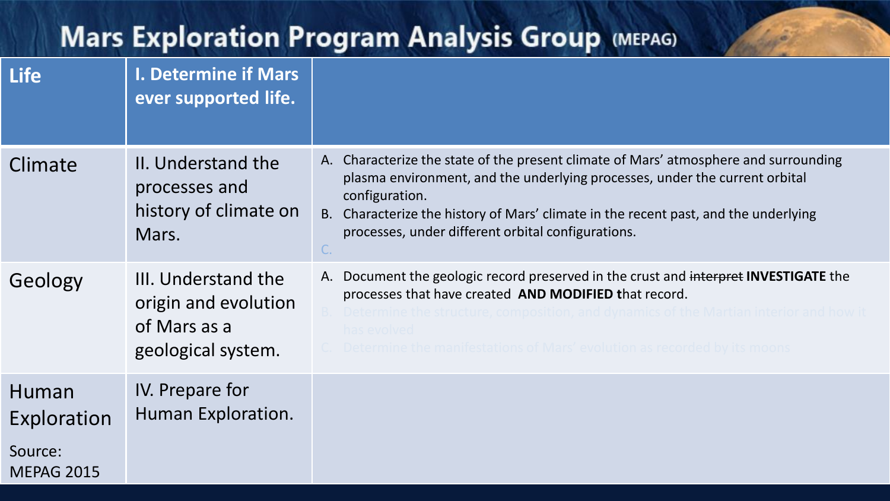# Mars Exploration Program Analysis Group (MEPAG)

| Life | I. Determine if Mars ever supported life. | |
|---|---|---|
| Climate | II. Understand the processes and history of climate on Mars. | A. Characterize the state of the present climate of Mars' atmosphere and surrounding plasma environment, and the underlying processes, under the current orbital configuration.<br>B. Characterize the history of Mars' climate in the recent past, and the underlying processes, under different orbital configurations.<br>C. |
| Geology | III. Understand the origin and evolution of Mars as a geological system. | A. Document the geologic record preserved in the crust and ~~interpret~~ **INVESTIGATE** the processes that have created **AND MODIFIED** that record.<br>B. Determine the structure, composition, and dynamics of the Martian interior and how it has evolved<br>C. Determine the manifestations of Mars' evolution as recorded by its moons |
| Human Exploration<br><br>Source: MEPAG 2015 | IV. Prepare for Human Exploration. | |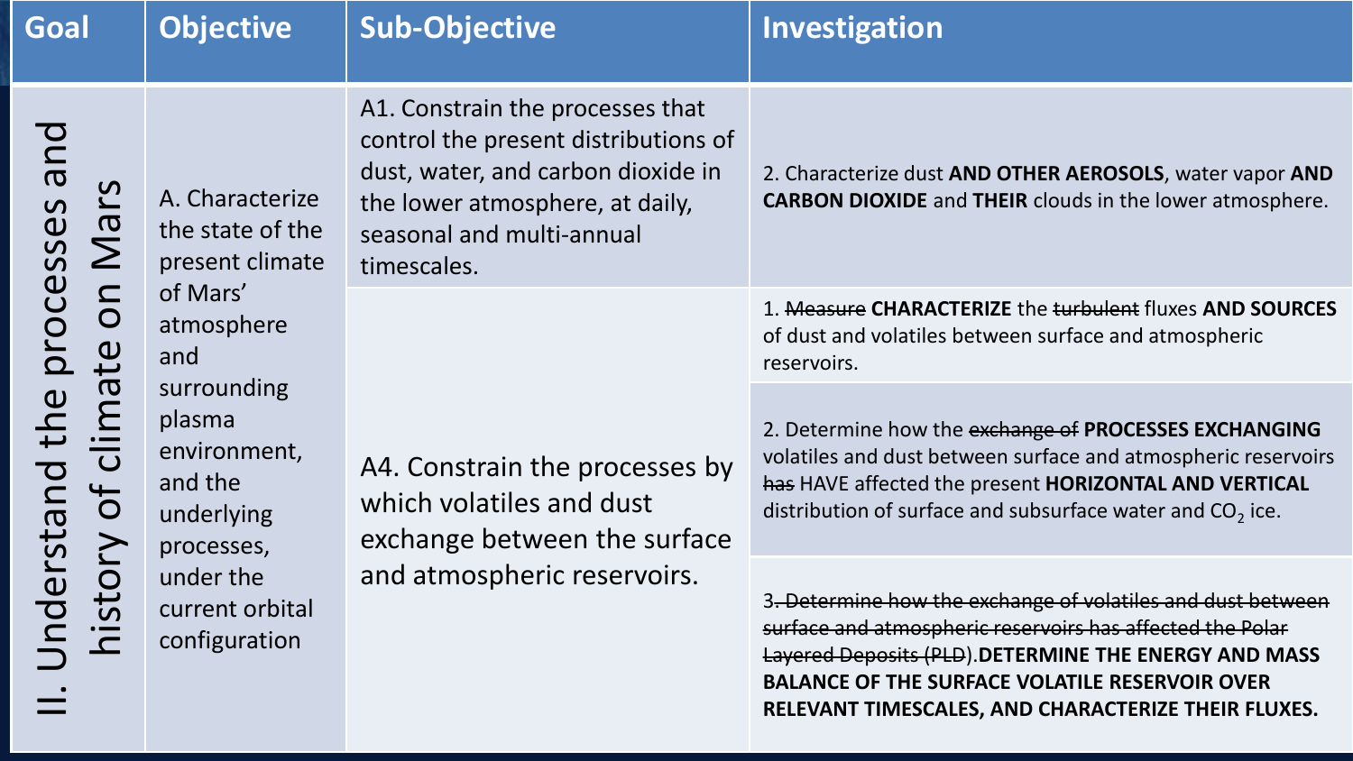| Goal | Objective | Sub-Objective | Investigation |
| --- | --- | --- | --- |
| II. Understand the processes and history of climate on Mars | A. Characterize the state of the present climate of Mars' atmosphere and surrounding plasma environment, and the underlying processes, under the current orbital configuration | A1. Constrain the processes that control the present distributions of dust, water, and carbon dioxide in the lower atmosphere, at daily, seasonal and multi-annual timescales. | 2. Characterize dust **AND OTHER AEROSOLS**, water vapor **AND CARBON DIOXIDE** and **THEIR** clouds in the lower atmosphere. |
| | | A4. Constrain the processes by which volatiles and dust exchange between the surface and atmospheric reservoirs. | 1. ~~Measure~~ **CHARACTERIZE** the ~~turbulent~~ fluxes **AND SOURCES** of dust and volatiles between surface and atmospheric reservoirs. |
| | | | 2. Determine how the ~~exchange of~~ **PROCESSES EXCHANGING** volatiles and dust between surface and atmospheric reservoirs ~~has~~ HAVE affected the present **HORIZONTAL AND VERTICAL** distribution of surface and subsurface water and $CO_2$ ice. |
| | | | 3~~. Determine how the exchange of volatiles and dust between surface and atmospheric reservoirs has affected the Polar Layered Deposits (PLD)~~. **DETERMINE THE ENERGY AND MASS BALANCE OF THE SURFACE VOLATILE RESERVOIR OVER RELEVANT TIMESCALES, AND CHARACTERIZE THEIR FLUXES.** |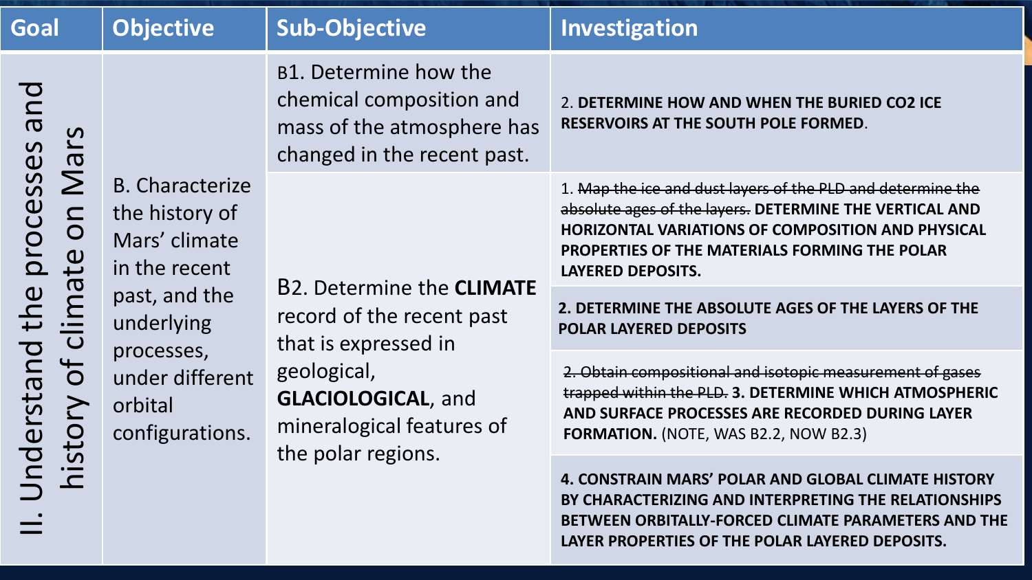| Goal | Objective | Sub-Objective | Investigation |
|---|---|---|---|
| II. Understand the processes and history of climate on Mars | B. Characterize the history of Mars' climate in the recent past, and the underlying processes, under different orbital configurations. | B1. Determine how the chemical composition and mass of the atmosphere has changed in the recent past. | 2. **DETERMINE HOW AND WHEN THE BURIED $CO_2$ ICE RESERVOIRS AT THE SOUTH POLE FORMED**. |
| | | B2. Determine the **CLIMATE** record of the recent past that is expressed in geological, **GLACIOLOGICAL**, and mineralogical features of the polar regions. | 1. ~~Map the ice and dust layers of the PLD and determine the absolute ages of the layers.~~ **DETERMINE THE VERTICAL AND HORIZONTAL VARIATIONS OF COMPOSITION AND PHYSICAL PROPERTIES OF THE MATERIALS FORMING THE POLAR LAYERED DEPOSITS.** |
| | | | **2. DETERMINE THE ABSOLUTE AGES OF THE LAYERS OF THE POLAR LAYERED DEPOSITS** |
| | | | ~~2. Obtain compositional and isotopic measurement of gases trapped within the PLD.~~ **3. DETERMINE WHICH ATMOSPHERIC AND SURFACE PROCESSES ARE RECORDED DURING LAYER FORMATION.** (NOTE, WAS B2.2, NOW B2.3) |
| | | | **4. CONSTRAIN MARS' POLAR AND GLOBAL CLIMATE HISTORY BY CHARACTERIZING AND INTERPRETING THE RELATIONSHIPS BETWEEN ORBITALLY-FORCED CLIMATE PARAMETERS AND THE LAYER PROPERTIES OF THE POLAR LAYERED DEPOSITS.** |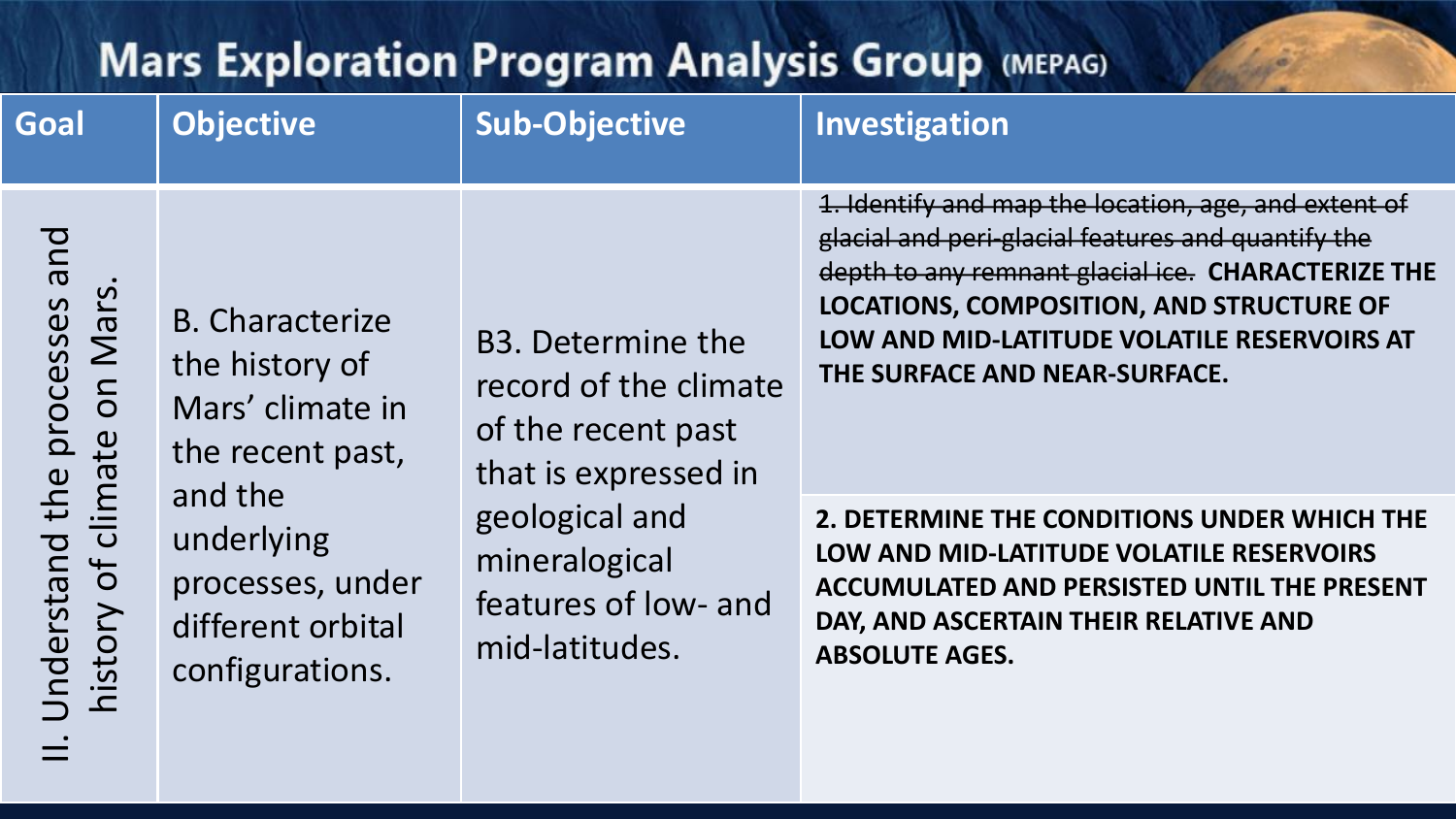# Mars Exploration Program Analysis Group (MEPAG)

| Goal | Objective | Sub-Objective | Investigation |
|---|---|---|---|
| II. Understand the processes and history of climate on Mars. | B. Characterize the history of Mars' climate in the recent past, and the underlying processes, under different orbital configurations. | B3. Determine the record of the climate of the recent past that is expressed in geological and mineralogical features of low- and mid-latitudes. | ~~1. Identify and map the location, age, and extent of glacial and peri-glacial features and quantify the depth to any remnant glacial ice.~~ **CHARACTERIZE THE LOCATIONS, COMPOSITION, AND STRUCTURE OF LOW AND MID-LATITUDE VOLATILE RESERVOIRS AT THE SURFACE AND NEAR-SURFACE.** |
| | | | **2. DETERMINE THE CONDITIONS UNDER WHICH THE LOW AND MID-LATITUDE VOLATILE RESERVOIRS ACCUMULATED AND PERSISTED UNTIL THE PRESENT DAY, AND ASCERTAIN THEIR RELATIVE AND ABSOLUTE AGES.** |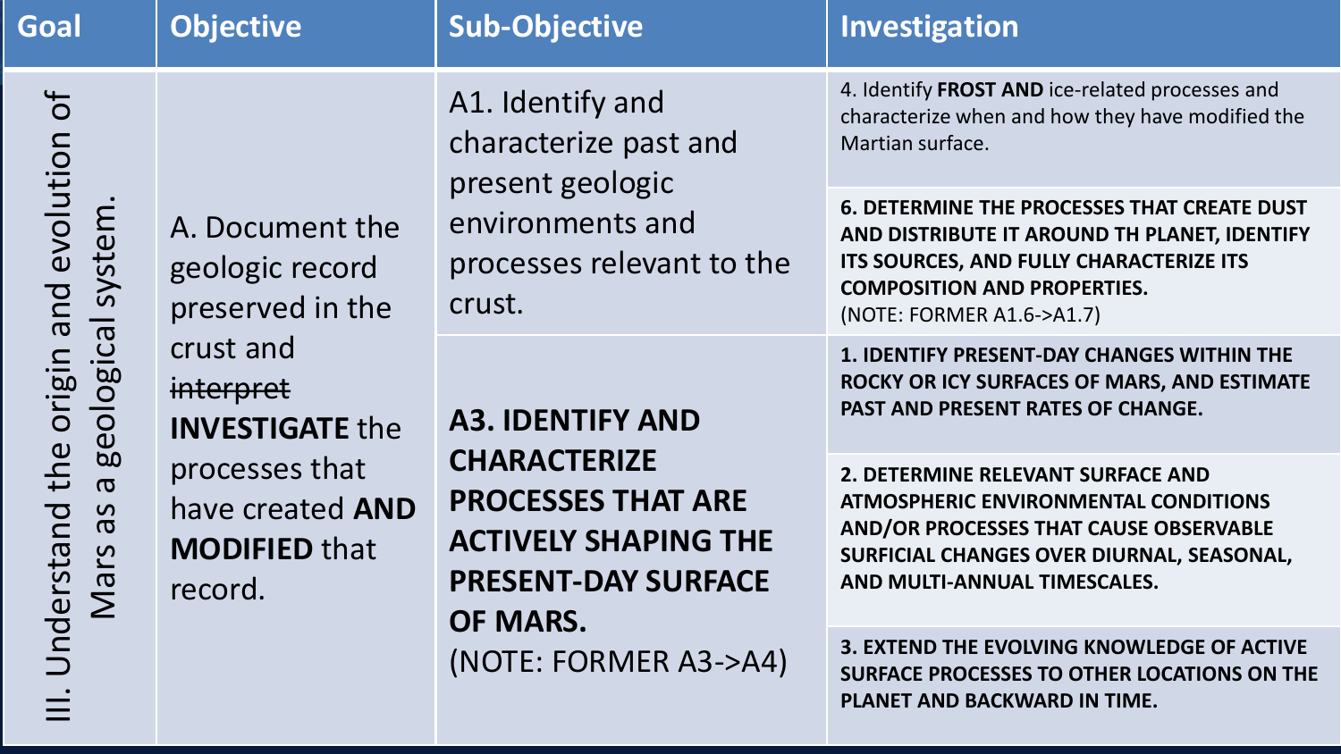| Goal | Objective | Sub-Objective | Investigation |
| --- | --- | --- | --- |
| III. Understand the origin and evolution of Mars as a geological system. | A. Document the geologic record preserved in the crust and ~~interpret~~ **INVESTIGATE** the processes that have created **AND MODIFIED** that record. | A1. Identify and characterize past and present geologic environments and processes relevant to the crust. | 4. Identify **FROST AND** ice-related processes and characterize when and how they have modified the Martian surface. |
| | | | **6. DETERMINE THE PROCESSES THAT CREATE DUST AND DISTRIBUTE IT AROUND TH PLANET, IDENTIFY ITS SOURCES, AND FULLY CHARACTERIZE ITS COMPOSITION AND PROPERTIES.** (NOTE: FORMER A1.6->A1.7) |
| | | **A3. IDENTIFY AND CHARACTERIZE PROCESSES THAT ARE ACTIVELY SHAPING THE PRESENT-DAY SURFACE OF MARS.** (NOTE: FORMER A3->A4) | **1. IDENTIFY PRESENT-DAY CHANGES WITHIN THE ROCKY OR ICY SURFACES OF MARS, AND ESTIMATE PAST AND PRESENT RATES OF CHANGE.** |
| | | | **2. DETERMINE RELEVANT SURFACE AND ATMOSPHERIC ENVIRONMENTAL CONDITIONS AND/OR PROCESSES THAT CAUSE OBSERVABLE SURFICIAL CHANGES OVER DIURNAL, SEASONAL, AND MULTI-ANNUAL TIMESCALES.** |
| | | | **3. EXTEND THE EVOLVING KNOWLEDGE OF ACTIVE SURFACE PROCESSES TO OTHER LOCATIONS ON THE PLANET AND BACKWARD IN TIME.** |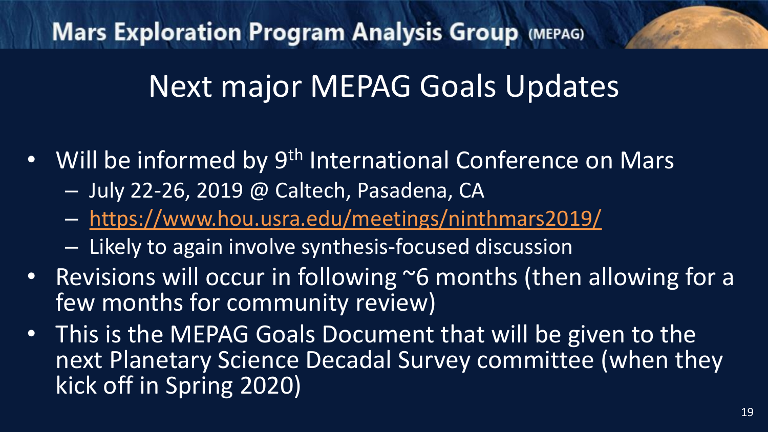# Next major MEPAG Goals Updates

- Will be informed by 9th International Conference on Mars
  - July 22-26, 2019 @ Caltech, Pasadena, CA
  - https://www.hou.usra.edu/meetings/ninthmars2019/
  - Likely to again involve synthesis-focused discussion
- Revisions will occur in following ~6 months (then allowing for a few months for community review)
- This is the MEPAG Goals Document that will be given to the next Planetary Science Decadal Survey committee (when they kick off in Spring 2020)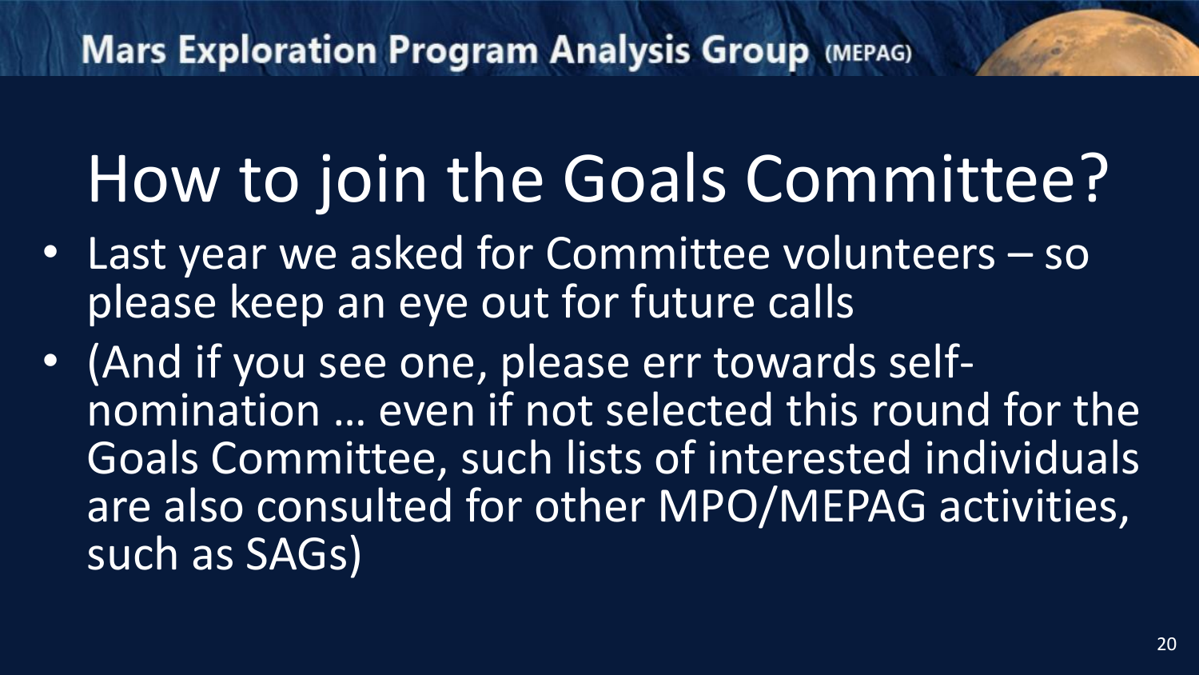# How to join the Goals Committee?

- Last year we asked for Committee volunteers – so please keep an eye out for future calls
- (And if you see one, please err towards self-nomination … even if not selected this round for the Goals Committee, such lists of interested individuals are also consulted for other MPO/MEPAG activities, such as SAGs)